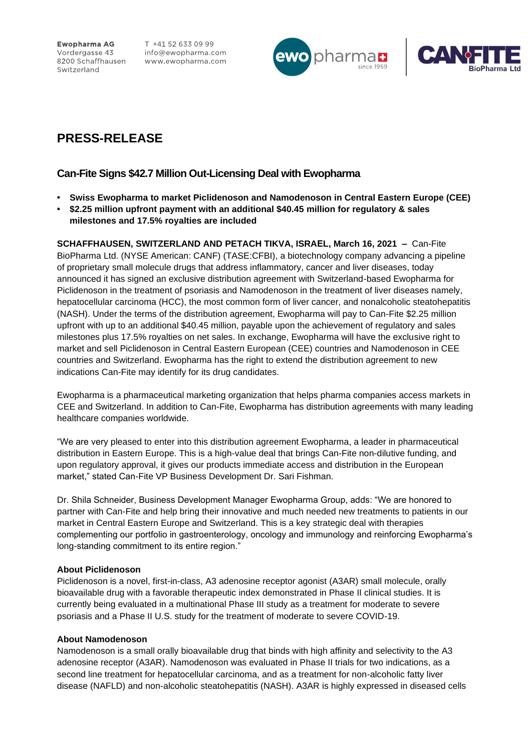**Ewopharma AG**
Vordergasse 43
8200 Schaffhausen
Switzerland

T +41 52 633 09 99
info@ewopharma.com
www.ewopharma.com

# PRESS-RELEASE

## Can-Fite Signs $42.7 Million Out-Licensing Deal with Ewopharma

- **Swiss Ewopharma to market Piclidenoson and Namodenoson in Central Eastern Europe (CEE)**
- **$2.25 million upfront payment with an additional $40.45 million for regulatory & sales milestones and 17.5% royalties are included**

**SCHAFFHAUSEN, SWITZERLAND AND PETACH TIKVA, ISRAEL, March 16, 2021 –** Can-Fite BioPharma Ltd. (NYSE American: CANF) (TASE:CFBI), a biotechnology company advancing a pipeline of proprietary small molecule drugs that address inflammatory, cancer and liver diseases, today announced it has signed an exclusive distribution agreement with Switzerland-based Ewopharma for Piclidenoson in the treatment of psoriasis and Namodenoson in the treatment of liver diseases namely, hepatocellular carcinoma (HCC), the most common form of liver cancer, and nonalcoholic steatohepatitis (NASH). Under the terms of the distribution agreement, Ewopharma will pay to Can-Fite $2.25 million upfront with up to an additional $40.45 million, payable upon the achievement of regulatory and sales milestones plus 17.5% royalties on net sales. In exchange, Ewopharma will have the exclusive right to market and sell Piclidenoson in Central Eastern European (CEE) countries and Namodenoson in CEE countries and Switzerland. Ewopharma has the right to extend the distribution agreement to new indications Can-Fite may identify for its drug candidates.

Ewopharma is a pharmaceutical marketing organization that helps pharma companies access markets in CEE and Switzerland. In addition to Can-Fite, Ewopharma has distribution agreements with many leading healthcare companies worldwide.

"We are very pleased to enter into this distribution agreement Ewopharma, a leader in pharmaceutical distribution in Eastern Europe. This is a high-value deal that brings Can-Fite non-dilutive funding, and upon regulatory approval, it gives our products immediate access and distribution in the European market," stated Can-Fite VP Business Development Dr. Sari Fishman.

Dr. Shila Schneider, Business Development Manager Ewopharma Group, adds: "We are honored to partner with Can-Fite and help bring their innovative and much needed new treatments to patients in our market in Central Eastern Europe and Switzerland. This is a key strategic deal with therapies complementing our portfolio in gastroenterology, oncology and immunology and reinforcing Ewopharma's long-standing commitment to its entire region."

**About Piclidenoson**

Piclidenoson is a novel, first-in-class, A3 adenosine receptor agonist (A3AR) small molecule, orally bioavailable drug with a favorable therapeutic index demonstrated in Phase II clinical studies. It is currently being evaluated in a multinational Phase III study as a treatment for moderate to severe psoriasis and a Phase II U.S. study for the treatment of moderate to severe COVID-19.

**About Namodenoson**

Namodenoson is a small orally bioavailable drug that binds with high affinity and selectivity to the A3 adenosine receptor (A3AR). Namodenoson was evaluated in Phase II trials for two indications, as a second line treatment for hepatocellular carcinoma, and as a treatment for non-alcoholic fatty liver disease (NAFLD) and non-alcoholic steatohepatitis (NASH). A3AR is highly expressed in diseased cells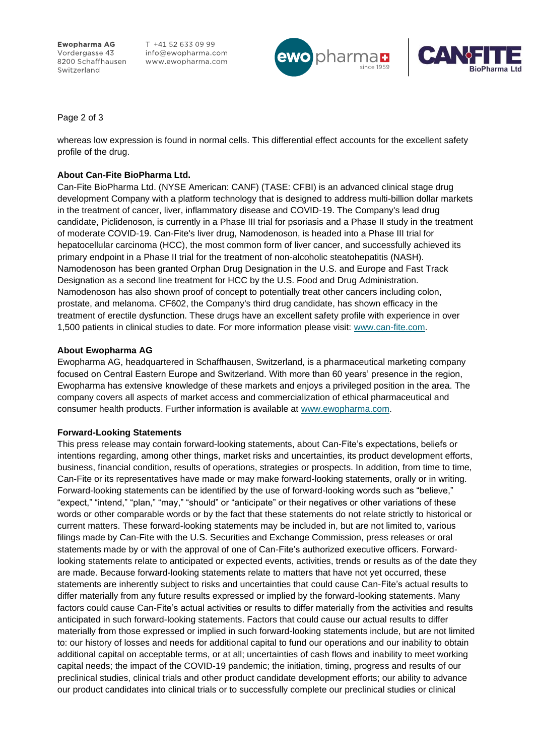whereas low expression is found in normal cells. This differential effect accounts for the excellent safety profile of the drug.

**About Can-Fite BioPharma Ltd.**

Can-Fite BioPharma Ltd. (NYSE American: CANF) (TASE: CFBI) is an advanced clinical stage drug development Company with a platform technology that is designed to address multi-billion dollar markets in the treatment of cancer, liver, inflammatory disease and COVID-19. The Company's lead drug candidate, Piclidenoson, is currently in a Phase III trial for psoriasis and a Phase II study in the treatment of moderate COVID-19. Can-Fite's liver drug, Namodenoson, is headed into a Phase III trial for hepatocellular carcinoma (HCC), the most common form of liver cancer, and successfully achieved its primary endpoint in a Phase II trial for the treatment of non-alcoholic steatohepatitis (NASH). Namodenoson has been granted Orphan Drug Designation in the U.S. and Europe and Fast Track Designation as a second line treatment for HCC by the U.S. Food and Drug Administration. Namodenoson has also shown proof of concept to potentially treat other cancers including colon, prostate, and melanoma. CF602, the Company's third drug candidate, has shown efficacy in the treatment of erectile dysfunction. These drugs have an excellent safety profile with experience in over 1,500 patients in clinical studies to date. For more information please visit: www.can-fite.com.

**About Ewopharma AG**

Ewopharma AG, headquartered in Schaffhausen, Switzerland, is a pharmaceutical marketing company focused on Central Eastern Europe and Switzerland. With more than 60 years' presence in the region, Ewopharma has extensive knowledge of these markets and enjoys a privileged position in the area. The company covers all aspects of market access and commercialization of ethical pharmaceutical and consumer health products. Further information is available at www.ewopharma.com.

**Forward-Looking Statements**

This press release may contain forward-looking statements, about Can-Fite's expectations, beliefs or intentions regarding, among other things, market risks and uncertainties, its product development efforts, business, financial condition, results of operations, strategies or prospects. In addition, from time to time, Can-Fite or its representatives have made or may make forward-looking statements, orally or in writing. Forward-looking statements can be identified by the use of forward-looking words such as "believe," "expect," "intend," "plan," "may," "should" or "anticipate" or their negatives or other variations of these words or other comparable words or by the fact that these statements do not relate strictly to historical or current matters. These forward-looking statements may be included in, but are not limited to, various filings made by Can-Fite with the U.S. Securities and Exchange Commission, press releases or oral statements made by or with the approval of one of Can-Fite's authorized executive officers. Forward-looking statements relate to anticipated or expected events, activities, trends or results as of the date they are made. Because forward-looking statements relate to matters that have not yet occurred, these statements are inherently subject to risks and uncertainties that could cause Can-Fite's actual results to differ materially from any future results expressed or implied by the forward-looking statements. Many factors could cause Can-Fite's actual activities or results to differ materially from the activities and results anticipated in such forward-looking statements. Factors that could cause our actual results to differ materially from those expressed or implied in such forward-looking statements include, but are not limited to: our history of losses and needs for additional capital to fund our operations and our inability to obtain additional capital on acceptable terms, or at all; uncertainties of cash flows and inability to meet working capital needs; the impact of the COVID-19 pandemic; the initiation, timing, progress and results of our preclinical studies, clinical trials and other product candidate development efforts; our ability to advance our product candidates into clinical trials or to successfully complete our preclinical studies or clinical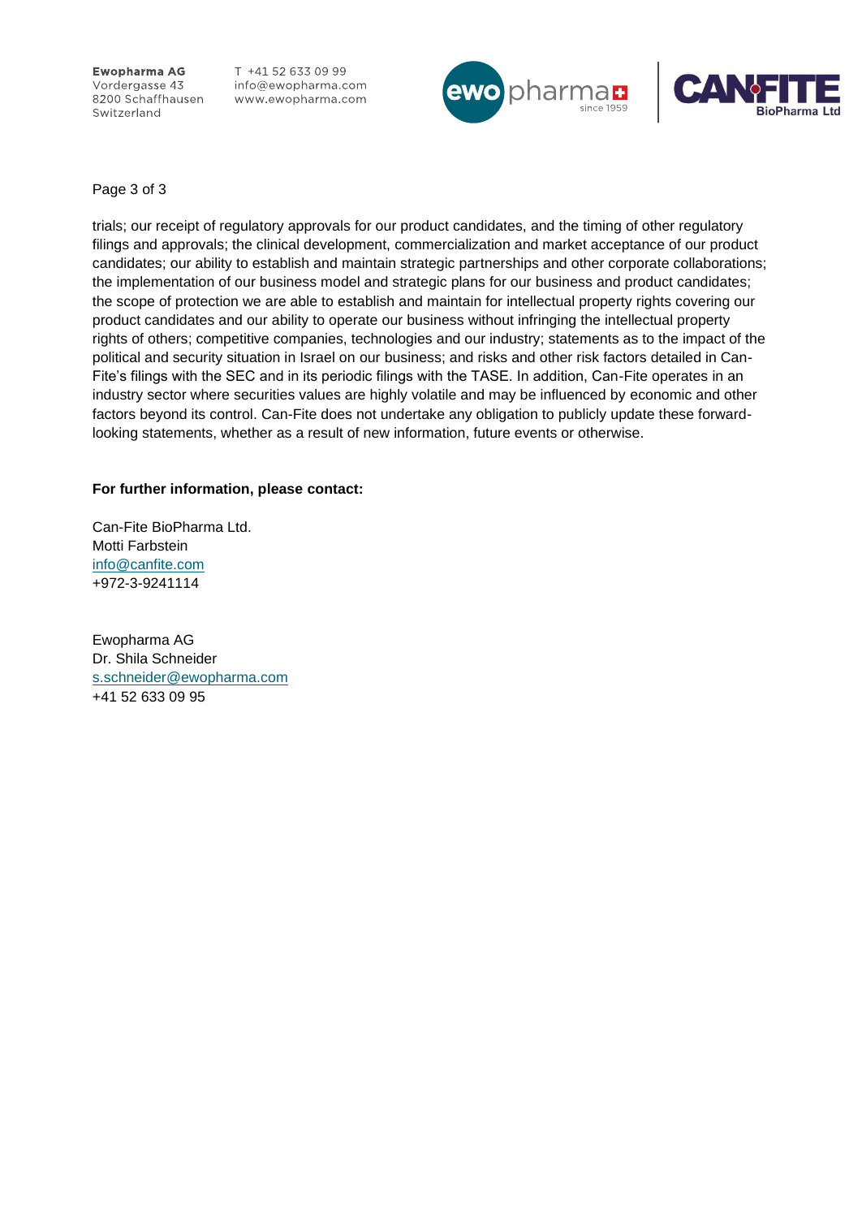trials; our receipt of regulatory approvals for our product candidates, and the timing of other regulatory filings and approvals; the clinical development, commercialization and market acceptance of our product candidates; our ability to establish and maintain strategic partnerships and other corporate collaborations; the implementation of our business model and strategic plans for our business and product candidates; the scope of protection we are able to establish and maintain for intellectual property rights covering our product candidates and our ability to operate our business without infringing the intellectual property rights of others; competitive companies, technologies and our industry; statements as to the impact of the political and security situation in Israel on our business; and risks and other risk factors detailed in Can-Fite's filings with the SEC and in its periodic filings with the TASE. In addition, Can-Fite operates in an industry sector where securities values are highly volatile and may be influenced by economic and other factors beyond its control. Can-Fite does not undertake any obligation to publicly update these forward-looking statements, whether as a result of new information, future events or otherwise.

**For further information, please contact:**

Can-Fite BioPharma Ltd.
Motti Farbstein
info@canfite.com
+972-3-9241114

Ewopharma AG
Dr. Shila Schneider
s.schneider@ewopharma.com
+41 52 633 09 95